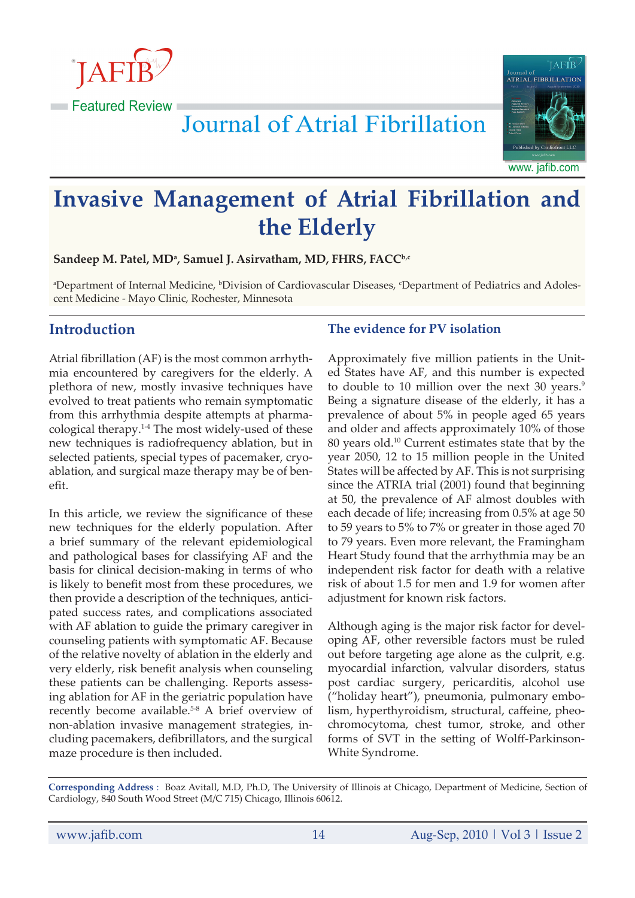# Invasive Management of Atrial Fibrillation and the Elderly

**Sandeep M. Patel, MD[a], Samuel J. Asirvatham, MD, FHRS, FACC[b,c]**

[a]Department of Internal Medicine, [b]Division of Cardiovascular Diseases, [c]Department of Pediatrics and Adolescent Medicine - Mayo Clinic, Rochester, Minnesota

## Introduction

Atrial fibrillation (AF) is the most common arrhythmia encountered by caregivers for the elderly. A plethora of new, mostly invasive techniques have evolved to treat patients who remain symptomatic from this arrhythmia despite attempts at pharmacological therapy.[1-4] The most widely-used of these new techniques is radiofrequency ablation, but in selected patients, special types of pacemaker, cryoablation, and surgical maze therapy may be of benefit.

In this article, we review the significance of these new techniques for the elderly population. After a brief summary of the relevant epidemiological and pathological bases for classifying AF and the basis for clinical decision-making in terms of who is likely to benefit most from these procedures, we then provide a description of the techniques, anticipated success rates, and complications associated with AF ablation to guide the primary caregiver in counseling patients with symptomatic AF. Because of the relative novelty of ablation in the elderly and very elderly, risk benefit analysis when counseling these patients can be challenging. Reports assessing ablation for AF in the geriatric population have recently become available.[5-8] A brief overview of non-ablation invasive management strategies, including pacemakers, defibrillators, and the surgical maze procedure is then included.

### The evidence for PV isolation

Approximately five million patients in the United States have AF, and this number is expected to double to 10 million over the next 30 years.[9] Being a signature disease of the elderly, it has a prevalence of about 5% in people aged 65 years and older and affects approximately 10% of those 80 years old.[10] Current estimates state that by the year 2050, 12 to 15 million people in the United States will be affected by AF. This is not surprising since the ATRIA trial (2001) found that beginning at 50, the prevalence of AF almost doubles with each decade of life; increasing from 0.5% at age 50 to 59 years to 5% to 7% or greater in those aged 70 to 79 years. Even more relevant, the Framingham Heart Study found that the arrhythmia may be an independent risk factor for death with a relative risk of about 1.5 for men and 1.9 for women after adjustment for known risk factors.

Although aging is the major risk factor for developing AF, other reversible factors must be ruled out before targeting age alone as the culprit, e.g. myocardial infarction, valvular disorders, status post cardiac surgery, pericarditis, alcohol use ("holiday heart"), pneumonia, pulmonary embolism, hyperthyroidism, structural, caffeine, pheochromocytoma, chest tumor, stroke, and other forms of SVT in the setting of Wolff-Parkinson-White Syndrome.

**Corresponding Address** : Boaz Avitall, M.D, Ph.D, The University of Illinois at Chicago, Department of Medicine, Section of Cardiology, 840 South Wood Street (M/C 715) Chicago, Illinois 60612.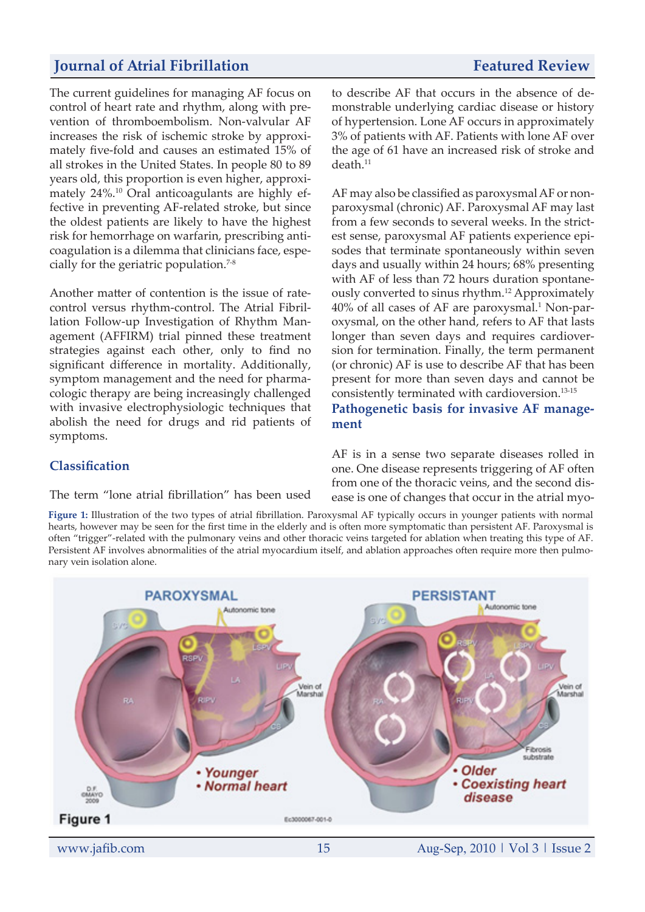The current guidelines for managing AF focus on control of heart rate and rhythm, along with prevention of thromboembolism. Non-valvular AF increases the risk of ischemic stroke by approximately five-fold and causes an estimated 15% of all strokes in the United States. In people 80 to 89 years old, this proportion is even higher, approximately 24%.[10] Oral anticoagulants are highly effective in preventing AF-related stroke, but since the oldest patients are likely to have the highest risk for hemorrhage on warfarin, prescribing anticoagulation is a dilemma that clinicians face, especially for the geriatric population.[7-8]

Another matter of contention is the issue of rate-control versus rhythm-control. The Atrial Fibrillation Follow-up Investigation of Rhythm Management (AFFIRM) trial pinned these treatment strategies against each other, only to find no significant difference in mortality. Additionally, symptom management and the need for pharmacologic therapy are being increasingly challenged with invasive electrophysiologic techniques that abolish the need for drugs and rid patients of symptoms.

## Classification

The term "lone atrial fibrillation" has been used to describe AF that occurs in the absence of demonstrable underlying cardiac disease or history of hypertension. Lone AF occurs in approximately 3% of patients with AF. Patients with lone AF over the age of 61 have an increased risk of stroke and death.[11]

AF may also be classified as paroxysmal AF or non-paroxysmal (chronic) AF. Paroxysmal AF may last from a few seconds to several weeks. In the strictest sense, paroxysmal AF patients experience episodes that terminate spontaneously within seven days and usually within 24 hours; 68% presenting with AF of less than 72 hours duration spontaneously converted to sinus rhythm.[12] Approximately 40% of all cases of AF are paroxysmal.[1] Non-paroxysmal, on the other hand, refers to AF that lasts longer than seven days and requires cardioversion for termination. Finally, the term permanent (or chronic) AF is use to describe AF that has been present for more than seven days and cannot be consistently terminated with cardioversion.[13-15]

## Pathogenetic basis for invasive AF management

AF is in a sense two separate diseases rolled in one. One disease represents triggering of AF often from one of the thoracic veins, and the second disease is one of changes that occur in the atrial myo-

**Figure 1:** Illustration of the two types of atrial fibrillation. Paroxysmal AF typically occurs in younger patients with normal hearts, however may be seen for the first time in the elderly and is often more symptomatic than persistent AF. Paroxysmal is often "trigger"-related with the pulmonary veins and other thoracic veins targeted for ablation when treating this type of AF. Persistent AF involves abnormalities of the atrial myocardium itself, and ablation approaches often require more then pulmonary vein isolation alone.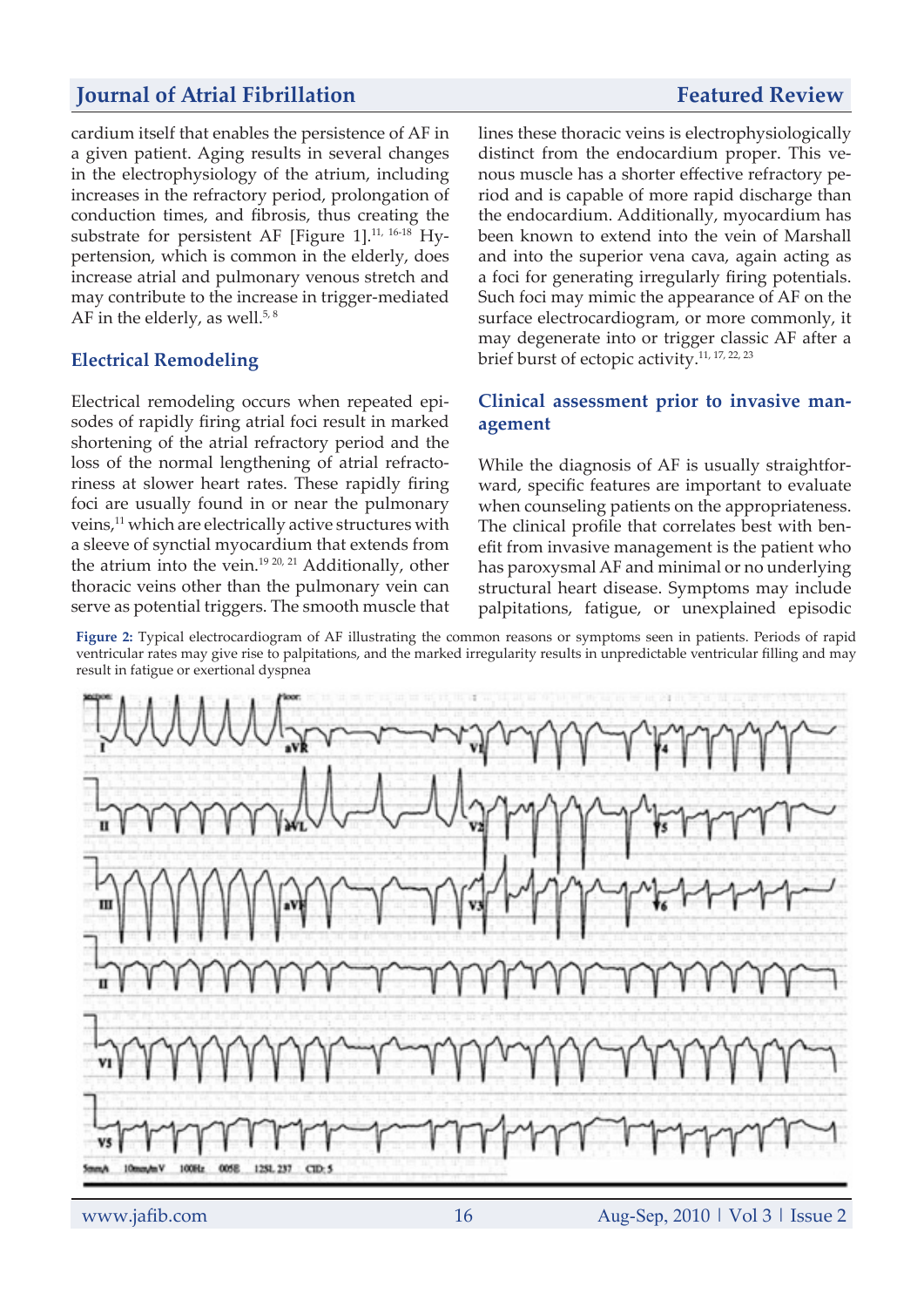cardium itself that enables the persistence of AF in a given patient. Aging results in several changes in the electrophysiology of the atrium, including increases in the refractory period, prolongation of conduction times, and fibrosis, thus creating the substrate for persistent AF [Figure 1].[11, 16-18] Hypertension, which is common in the elderly, does increase atrial and pulmonary venous stretch and may contribute to the increase in trigger-mediated AF in the elderly, as well.[5, 8]

## Electrical Remodeling

Electrical remodeling occurs when repeated episodes of rapidly firing atrial foci result in marked shortening of the atrial refractory period and the loss of the normal lengthening of atrial refractoriness at slower heart rates. These rapidly firing foci are usually found in or near the pulmonary veins,[11] which are electrically active structures with a sleeve of synctial myocardium that extends from the atrium into the vein.[19 20, 21] Additionally, other thoracic veins other than the pulmonary vein can serve as potential triggers. The smooth muscle that lines these thoracic veins is electrophysiologically distinct from the endocardium proper. This venous muscle has a shorter effective refractory period and is capable of more rapid discharge than the endocardium. Additionally, myocardium has been known to extend into the vein of Marshall and into the superior vena cava, again acting as a foci for generating irregularly firing potentials. Such foci may mimic the appearance of AF on the surface electrocardiogram, or more commonly, it may degenerate into or trigger classic AF after a brief burst of ectopic activity.[11, 17, 22, 23]

## Clinical assessment prior to invasive management

While the diagnosis of AF is usually straightforward, specific features are important to evaluate when counseling patients on the appropriateness. The clinical profile that correlates best with benefit from invasive management is the patient who has paroxysmal AF and minimal or no underlying structural heart disease. Symptoms may include palpitations, fatigue, or unexplained episodic

**Figure 2:** Typical electrocardiogram of AF illustrating the common reasons or symptoms seen in patients. Periods of rapid ventricular rates may give rise to palpitations, and the marked irregularity results in unpredictable ventricular filling and may result in fatigue or exertional dyspnea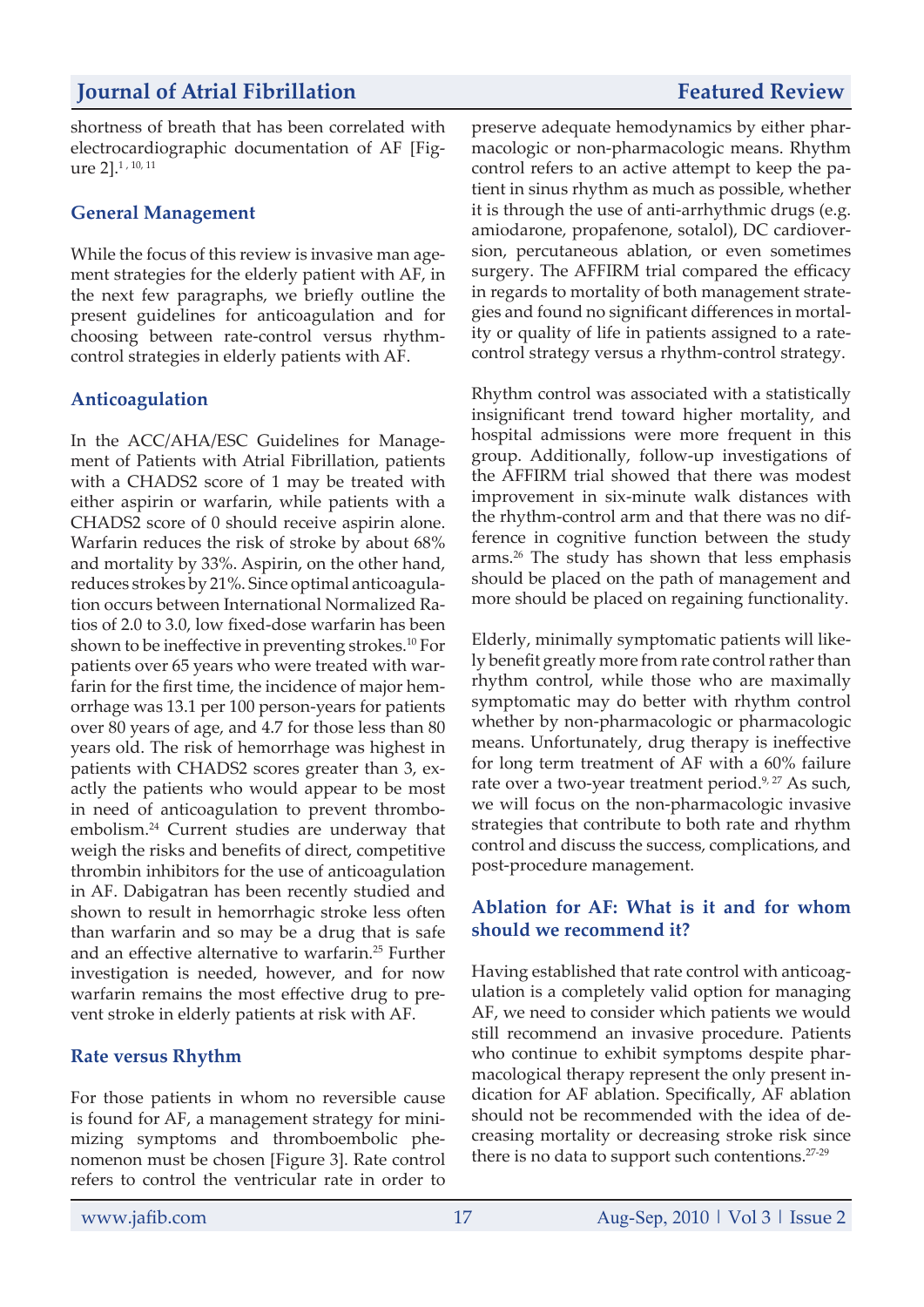shortness of breath that has been correlated with electrocardiographic documentation of AF [Figure 2].[1, 10, 11]

### General Management

While the focus of this review is invasive man agement strategies for the elderly patient with AF, in the next few paragraphs, we briefly outline the present guidelines for anticoagulation and for choosing between rate-control versus rhythm-control strategies in elderly patients with AF.

### Anticoagulation

In the ACC/AHA/ESC Guidelines for Management of Patients with Atrial Fibrillation, patients with a CHADS2 score of 1 may be treated with either aspirin or warfarin, while patients with a CHADS2 score of 0 should receive aspirin alone. Warfarin reduces the risk of stroke by about 68% and mortality by 33%. Aspirin, on the other hand, reduces strokes by 21%. Since optimal anticoagulation occurs between International Normalized Ratios of 2.0 to 3.0, low fixed-dose warfarin has been shown to be ineffective in preventing strokes.[10] For patients over 65 years who were treated with warfarin for the first time, the incidence of major hemorrhage was 13.1 per 100 person-years for patients over 80 years of age, and 4.7 for those less than 80 years old. The risk of hemorrhage was highest in patients with CHADS2 scores greater than 3, exactly the patients who would appear to be most in need of anticoagulation to prevent thromboembolism.[24] Current studies are underway that weigh the risks and benefits of direct, competitive thrombin inhibitors for the use of anticoagulation in AF. Dabigatran has been recently studied and shown to result in hemorrhagic stroke less often than warfarin and so may be a drug that is safe and an effective alternative to warfarin.[25] Further investigation is needed, however, and for now warfarin remains the most effective drug to prevent stroke in elderly patients at risk with AF.

### Rate versus Rhythm

For those patients in whom no reversible cause is found for AF, a management strategy for minimizing symptoms and thromboembolic phenomenon must be chosen [Figure 3]. Rate control refers to control the ventricular rate in order to preserve adequate hemodynamics by either pharmacologic or non-pharmacologic means. Rhythm control refers to an active attempt to keep the patient in sinus rhythm as much as possible, whether it is through the use of anti-arrhythmic drugs (e.g. amiodarone, propafenone, sotalol), DC cardioversion, percutaneous ablation, or even sometimes surgery. The AFFIRM trial compared the efficacy in regards to mortality of both management strategies and found no significant differences in mortality or quality of life in patients assigned to a rate-control strategy versus a rhythm-control strategy.

Rhythm control was associated with a statistically insignificant trend toward higher mortality, and hospital admissions were more frequent in this group. Additionally, follow-up investigations of the AFFIRM trial showed that there was modest improvement in six-minute walk distances with the rhythm-control arm and that there was no difference in cognitive function between the study arms.[26] The study has shown that less emphasis should be placed on the path of management and more should be placed on regaining functionality.

Elderly, minimally symptomatic patients will likely benefit greatly more from rate control rather than rhythm control, while those who are maximally symptomatic may do better with rhythm control whether by non-pharmacologic or pharmacologic means. Unfortunately, drug therapy is ineffective for long term treatment of AF with a 60% failure rate over a two-year treatment period.[9, 27] As such, we will focus on the non-pharmacologic invasive strategies that contribute to both rate and rhythm control and discuss the success, complications, and post-procedure management.

### Ablation for AF: What is it and for whom should we recommend it?

Having established that rate control with anticoagulation is a completely valid option for managing AF, we need to consider which patients we would still recommend an invasive procedure. Patients who continue to exhibit symptoms despite pharmacological therapy represent the only present indication for AF ablation. Specifically, AF ablation should not be recommended with the idea of decreasing mortality or decreasing stroke risk since there is no data to support such contentions.[27-29]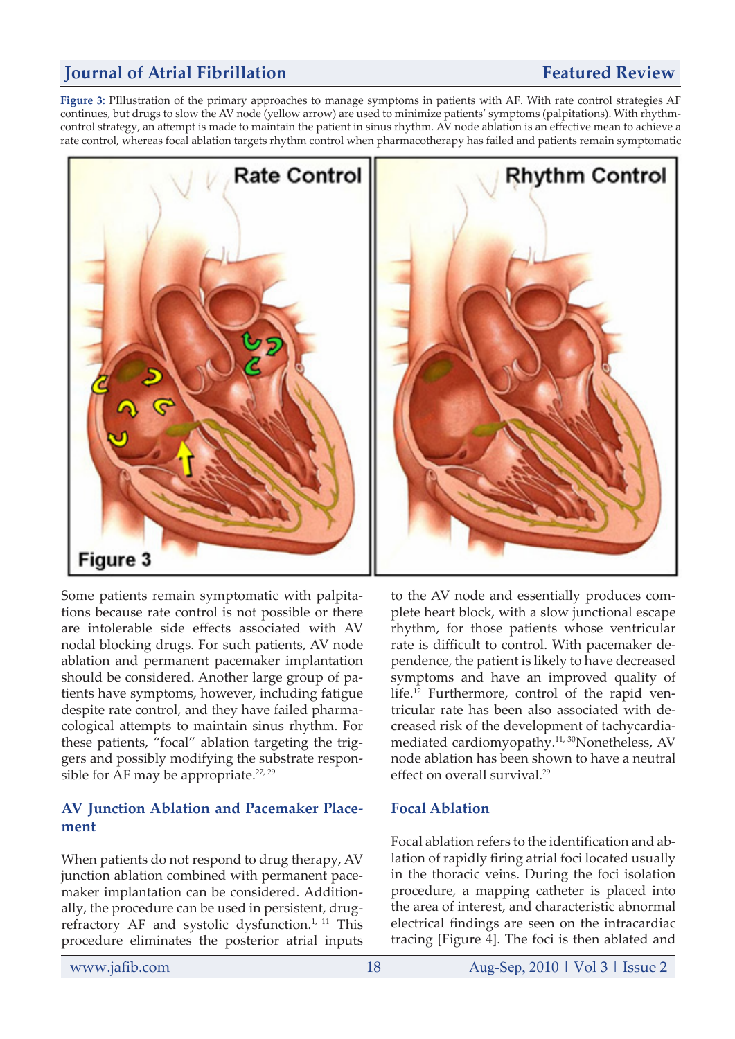**Figure 3:** PIllustration of the primary approaches to manage symptoms in patients with AF. With rate control strategies AF continues, but drugs to slow the AV node (yellow arrow) are used to minimize patients' symptoms (palpitations). With rhythm-control strategy, an attempt is made to maintain the patient in sinus rhythm. AV node ablation is an effective mean to achieve a rate control, whereas focal ablation targets rhythm control when pharmacotherapy has failed and patients remain symptomatic

Some patients remain symptomatic with palpitations because rate control is not possible or there are intolerable side effects associated with AV nodal blocking drugs. For such patients, AV node ablation and permanent pacemaker implantation should be considered. Another large group of patients have symptoms, however, including fatigue despite rate control, and they have failed pharmacological attempts to maintain sinus rhythm. For these patients, "focal" ablation targeting the triggers and possibly modifying the substrate responsible for AF may be appropriate.[27, 29]

### AV Junction Ablation and Pacemaker Placement

When patients do not respond to drug therapy, AV junction ablation combined with permanent pacemaker implantation can be considered. Additionally, the procedure can be used in persistent, drug-refractory AF and systolic dysfunction.[1, 11] This procedure eliminates the posterior atrial inputs to the AV node and essentially produces complete heart block, with a slow junctional escape rhythm, for those patients whose ventricular rate is difficult to control. With pacemaker dependence, the patient is likely to have decreased symptoms and have an improved quality of life.[12] Furthermore, control of the rapid ventricular rate has been also associated with decreased risk of the development of tachycardia-mediated cardiomyopathy.[11, 30]Nonetheless, AV node ablation has been shown to have a neutral effect on overall survival.[29]

### Focal Ablation

Focal ablation refers to the identification and ablation of rapidly firing atrial foci located usually in the thoracic veins. During the foci isolation procedure, a mapping catheter is placed into the area of interest, and characteristic abnormal electrical findings are seen on the intracardiac tracing [Figure 4]. The foci is then ablated and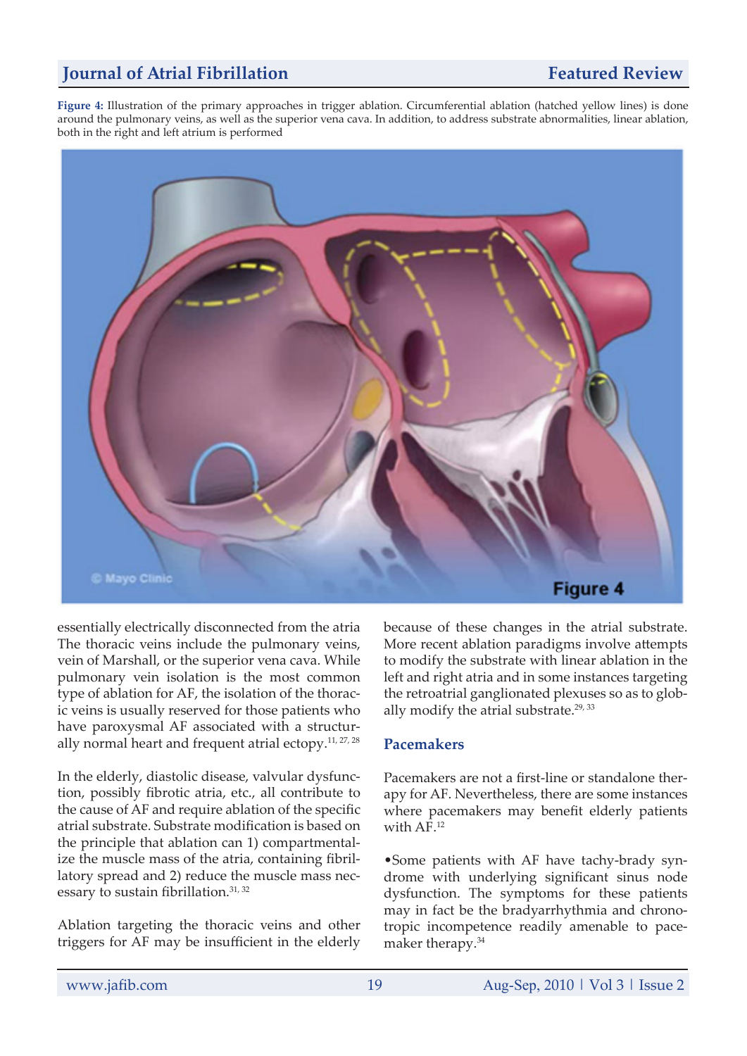**Figure 4:** Illustration of the primary approaches in trigger ablation. Circumferential ablation (hatched yellow lines) is done around the pulmonary veins, as well as the superior vena cava. In addition, to address substrate abnormalities, linear ablation, both in the right and left atrium is performed

essentially electrically disconnected from the atria The thoracic veins include the pulmonary veins, vein of Marshall, or the superior vena cava. While pulmonary vein isolation is the most common type of ablation for AF, the isolation of the thoracic veins is usually reserved for those patients who have paroxysmal AF associated with a structurally normal heart and frequent atrial ectopy.[11, 27, 28]

In the elderly, diastolic disease, valvular dysfunction, possibly fibrotic atria, etc., all contribute to the cause of AF and require ablation of the specific atrial substrate. Substrate modification is based on the principle that ablation can 1) compartmentalize the muscle mass of the atria, containing fibrillatory spread and 2) reduce the muscle mass necessary to sustain fibrillation.[31, 32]

Ablation targeting the thoracic veins and other triggers for AF may be insufficient in the elderly because of these changes in the atrial substrate. More recent ablation paradigms involve attempts to modify the substrate with linear ablation in the left and right atria and in some instances targeting the retroatrial ganglionated plexuses so as to globally modify the atrial substrate.[29, 33]

## Pacemakers

Pacemakers are not a first-line or standalone therapy for AF. Nevertheless, there are some instances where pacemakers may benefit elderly patients with AF.[12]

•Some patients with AF have tachy-brady syndrome with underlying significant sinus node dysfunction. The symptoms for these patients may in fact be the bradyarrhythmia and chronotropic incompetence readily amenable to pacemaker therapy.[34]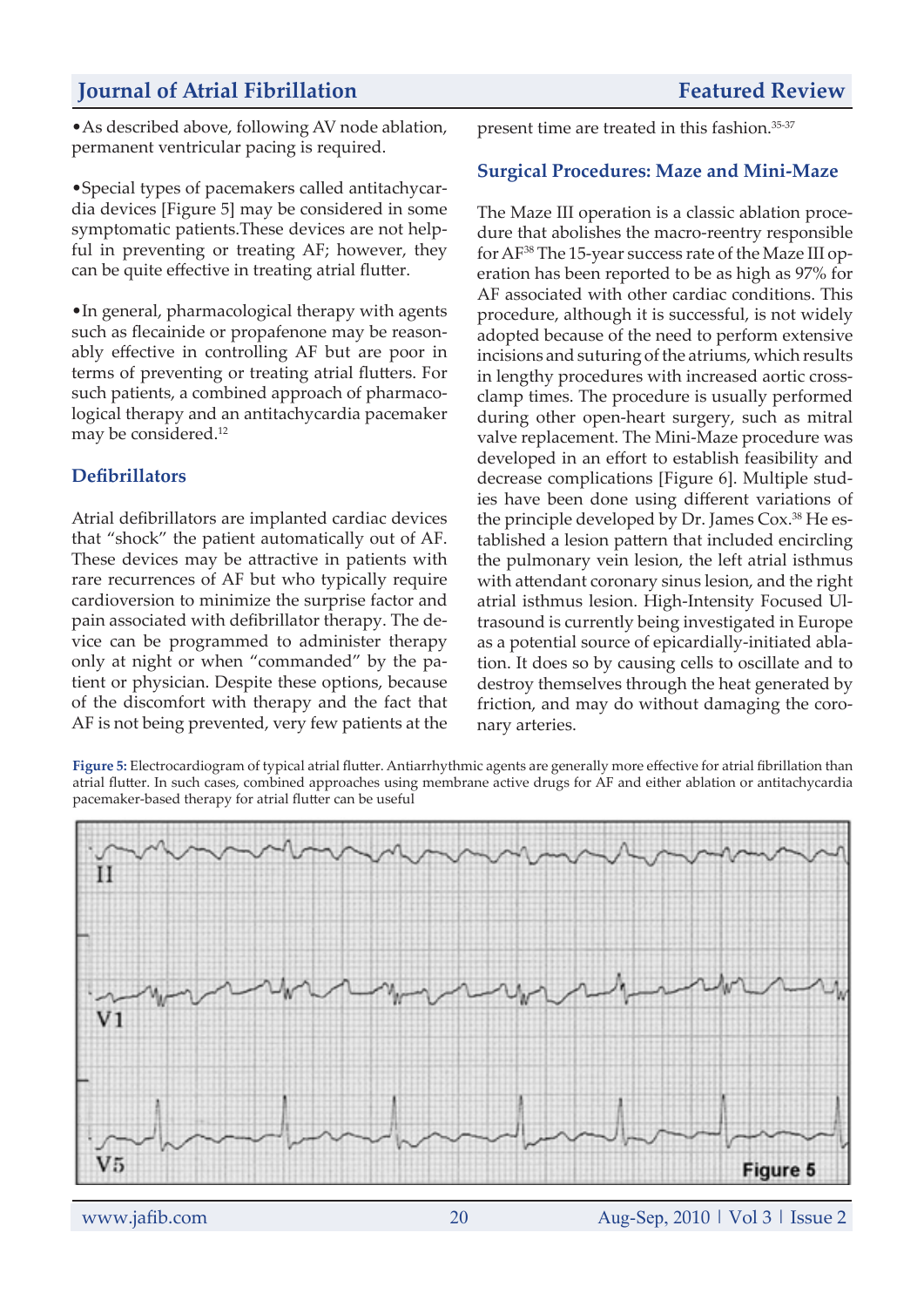•As described above, following AV node ablation, permanent ventricular pacing is required.

•Special types of pacemakers called antitachycardia devices [Figure 5] may be considered in some symptomatic patients.These devices are not helpful in preventing or treating AF; however, they can be quite effective in treating atrial flutter.

•In general, pharmacological therapy with agents such as flecainide or propafenone may be reasonably effective in controlling AF but are poor in terms of preventing or treating atrial flutters. For such patients, a combined approach of pharmacological therapy and an antitachycardia pacemaker may be considered.[12]

## Defibrillators

Atrial defibrillators are implanted cardiac devices that "shock" the patient automatically out of AF. These devices may be attractive in patients with rare recurrences of AF but who typically require cardioversion to minimize the surprise factor and pain associated with defibrillator therapy. The device can be programmed to administer therapy only at night or when "commanded" by the patient or physician. Despite these options, because of the discomfort with therapy and the fact that AF is not being prevented, very few patients at the present time are treated in this fashion.[35-37]

## Surgical Procedures: Maze and Mini-Maze

The Maze III operation is a classic ablation procedure that abolishes the macro-reentry responsible for AF[38] The 15-year success rate of the Maze III operation has been reported to be as high as 97% for AF associated with other cardiac conditions. This procedure, although it is successful, is not widely adopted because of the need to perform extensive incisions and suturing of the atriums, which results in lengthy procedures with increased aortic cross-clamp times. The procedure is usually performed during other open-heart surgery, such as mitral valve replacement. The Mini-Maze procedure was developed in an effort to establish feasibility and decrease complications [Figure 6]. Multiple studies have been done using different variations of the principle developed by Dr. James Cox.[38] He established a lesion pattern that included encircling the pulmonary vein lesion, the left atrial isthmus with attendant coronary sinus lesion, and the right atrial isthmus lesion. High-Intensity Focused Ultrasound is currently being investigated in Europe as a potential source of epicardially-initiated ablation. It does so by causing cells to oscillate and to destroy themselves through the heat generated by friction, and may do without damaging the coronary arteries.

**Figure 5:** Electrocardiogram of typical atrial flutter. Antiarrhythmic agents are generally more effective for atrial fibrillation than atrial flutter. In such cases, combined approaches using membrane active drugs for AF and either ablation or antitachycardia pacemaker-based therapy for atrial flutter can be useful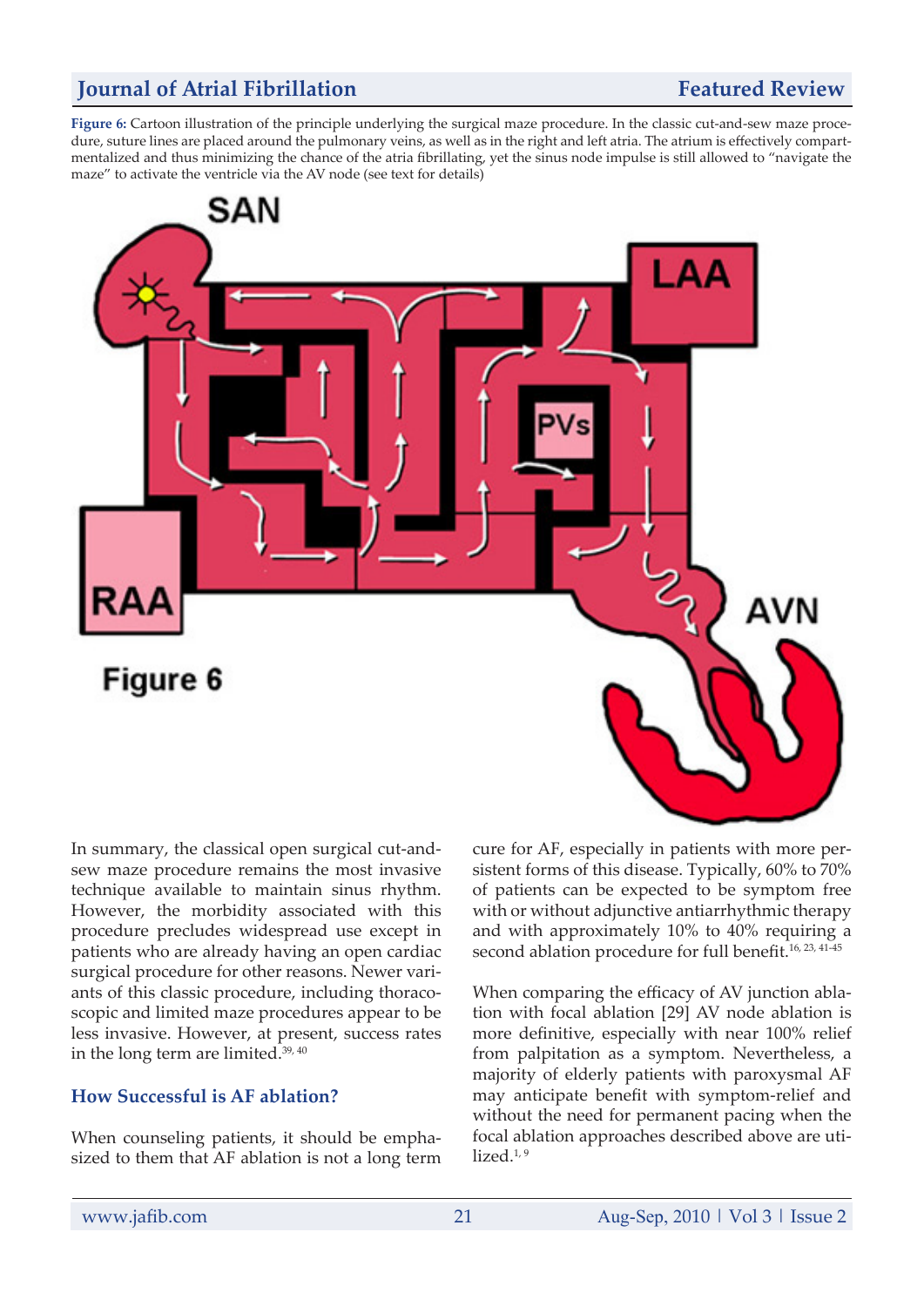**Figure 6:** Cartoon illustration of the principle underlying the surgical maze procedure. In the classic cut-and-sew maze procedure, suture lines are placed around the pulmonary veins, as well as in the right and left atria. The atrium is effectively compartmentalized and thus minimizing the chance of the atria fibrillating, yet the sinus node impulse is still allowed to "navigate the maze" to activate the ventricle via the AV node (see text for details)

In summary, the classical open surgical cut-and-sew maze procedure remains the most invasive technique available to maintain sinus rhythm. However, the morbidity associated with this procedure precludes widespread use except in patients who are already having an open cardiac surgical procedure for other reasons. Newer variants of this classic procedure, including thoracoscopic and limited maze procedures appear to be less invasive. However, at present, success rates in the long term are limited.[39, 40]

## How Successful is AF ablation?

When counseling patients, it should be emphasized to them that AF ablation is not a long term cure for AF, especially in patients with more persistent forms of this disease. Typically, 60% to 70% of patients can be expected to be symptom free with or without adjunctive antiarrhythmic therapy and with approximately 10% to 40% requiring a second ablation procedure for full benefit.[16, 23, 41-45]

When comparing the efficacy of AV junction ablation with focal ablation [29] AV node ablation is more definitive, especially with near 100% relief from palpitation as a symptom. Nevertheless, a majority of elderly patients with paroxysmal AF may anticipate benefit with symptom-relief and without the need for permanent pacing when the focal ablation approaches described above are utilized.[1, 9]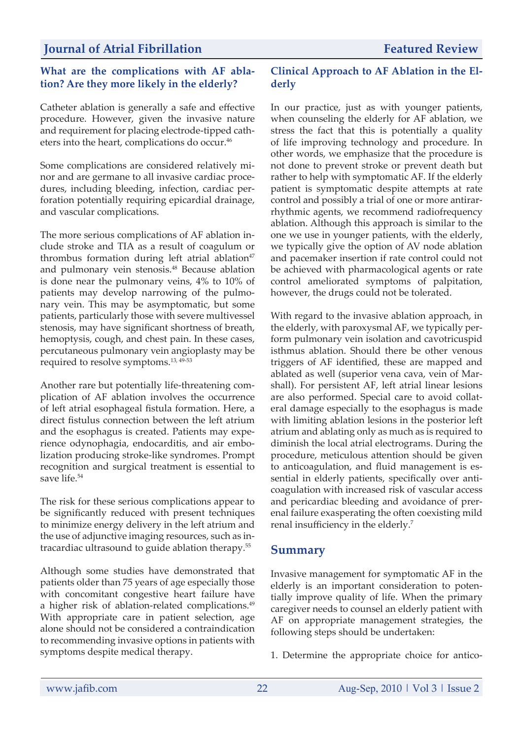## What are the complications with AF ablation? Are they more likely in the elderly?

Catheter ablation is generally a safe and effective procedure. However, given the invasive nature and requirement for placing electrode-tipped catheters into the heart, complications do occur.[46]

Some complications are considered relatively minor and are germane to all invasive cardiac procedures, including bleeding, infection, cardiac perforation potentially requiring epicardial drainage, and vascular complications.

The more serious complications of AF ablation include stroke and TIA as a result of coagulum or thrombus formation during left atrial ablation[47] and pulmonary vein stenosis.[48] Because ablation is done near the pulmonary veins, 4% to 10% of patients may develop narrowing of the pulmonary vein. This may be asymptomatic, but some patients, particularly those with severe multivessel stenosis, may have significant shortness of breath, hemoptysis, cough, and chest pain. In these cases, percutaneous pulmonary vein angioplasty may be required to resolve symptoms.[13, 49-53]

Another rare but potentially life-threatening complication of AF ablation involves the occurrence of left atrial esophageal fistula formation. Here, a direct fistulus connection between the left atrium and the esophagus is created. Patients may experience odynophagia, endocarditis, and air embolization producing stroke-like syndromes. Prompt recognition and surgical treatment is essential to save life.[54]

The risk for these serious complications appear to be significantly reduced with present techniques to minimize energy delivery in the left atrium and the use of adjunctive imaging resources, such as intracardiac ultrasound to guide ablation therapy.[55]

Although some studies have demonstrated that patients older than 75 years of age especially those with concomitant congestive heart failure have a higher risk of ablation-related complications.[49] With appropriate care in patient selection, age alone should not be considered a contraindication to recommending invasive options in patients with symptoms despite medical therapy.

## Clinical Approach to AF Ablation in the Elderly

In our practice, just as with younger patients, when counseling the elderly for AF ablation, we stress the fact that this is potentially a quality of life improving technology and procedure. In other words, we emphasize that the procedure is not done to prevent stroke or prevent death but rather to help with symptomatic AF. If the elderly patient is symptomatic despite attempts at rate control and possibly a trial of one or more antiarrhythmic agents, we recommend radiofrequency ablation. Although this approach is similar to the one we use in younger patients, with the elderly, we typically give the option of AV node ablation and pacemaker insertion if rate control could not be achieved with pharmacological agents or rate control ameliorated symptoms of palpitation, however, the drugs could not be tolerated.

With regard to the invasive ablation approach, in the elderly, with paroxysmal AF, we typically perform pulmonary vein isolation and cavotricuspid isthmus ablation. Should there be other venous triggers of AF identified, these are mapped and ablated as well (superior vena cava, vein of Marshall). For persistent AF, left atrial linear lesions are also performed. Special care to avoid collateral damage especially to the esophagus is made with limiting ablation lesions in the posterior left atrium and ablating only as much as is required to diminish the local atrial electrograms. During the procedure, meticulous attention should be given to anticoagulation, and fluid management is essential in elderly patients, specifically over anticoagulation with increased risk of vascular access and pericardiac bleeding and avoidance of prerenal failure exasperating the often coexisting mild renal insufficiency in the elderly.[7]

## Summary

Invasive management for symptomatic AF in the elderly is an important consideration to potentially improve quality of life. When the primary caregiver needs to counsel an elderly patient with AF on appropriate management strategies, the following steps should be undertaken:

1. Determine the appropriate choice for antico-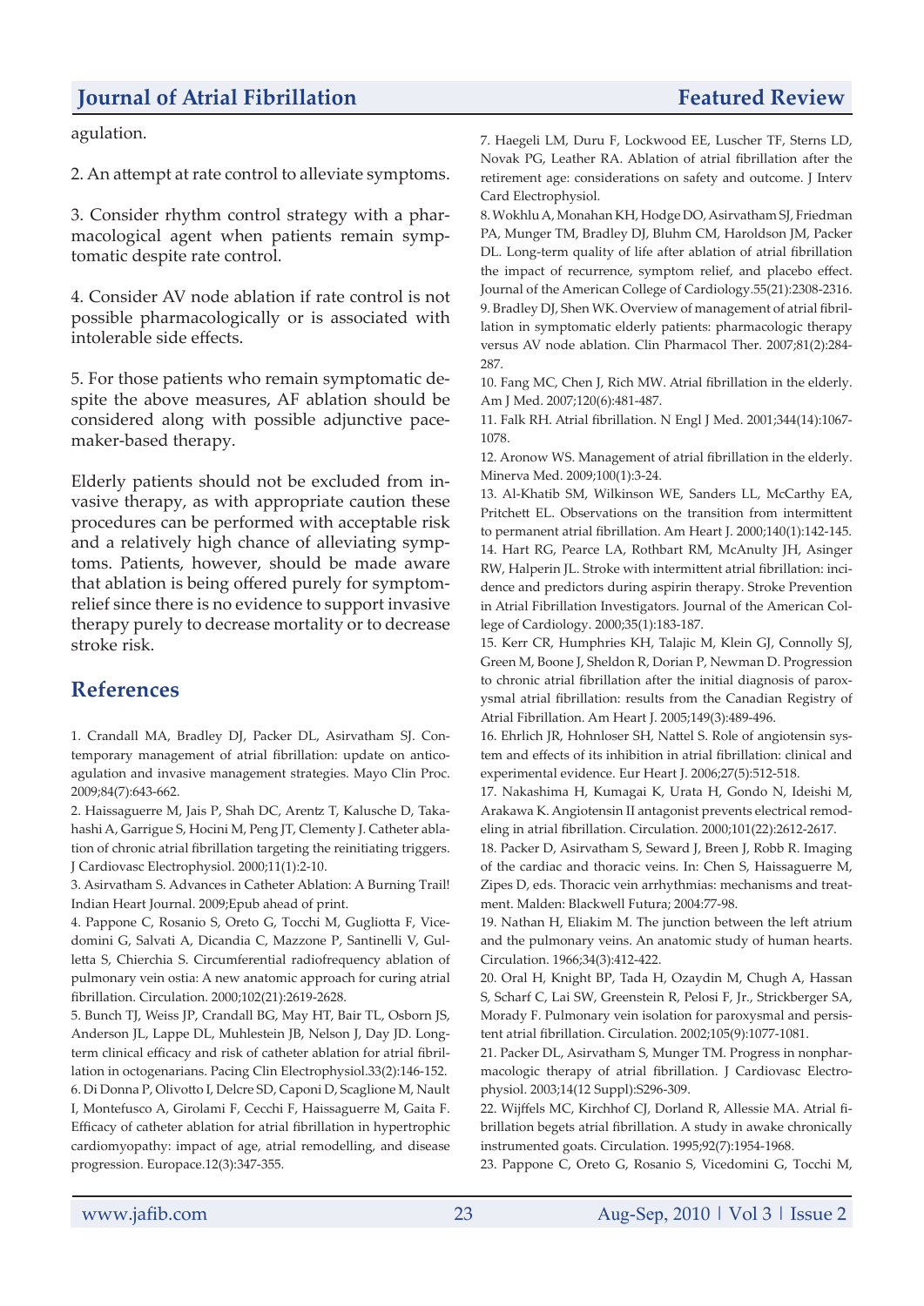agulation.

2. An attempt at rate control to alleviate symptoms.

3. Consider rhythm control strategy with a pharmacological agent when patients remain symptomatic despite rate control.

4. Consider AV node ablation if rate control is not possible pharmacologically or is associated with intolerable side effects.

5. For those patients who remain symptomatic despite the above measures, AF ablation should be considered along with possible adjunctive pacemaker-based therapy.

Elderly patients should not be excluded from invasive therapy, as with appropriate caution these procedures can be performed with acceptable risk and a relatively high chance of alleviating symptoms. Patients, however, should be made aware that ablation is being offered purely for symptom-relief since there is no evidence to support invasive therapy purely to decrease mortality or to decrease stroke risk.

## References

1. Crandall MA, Bradley DJ, Packer DL, Asirvatham SJ. Contemporary management of atrial fibrillation: update on anticoagulation and invasive management strategies. Mayo Clin Proc. 2009;84(7):643-662.
2. Haissaguerre M, Jais P, Shah DC, Arentz T, Kalusche D, Takahashi A, Garrigue S, Hocini M, Peng JT, Clementy J. Catheter ablation of chronic atrial fibrillation targeting the reinitiating triggers. J Cardiovasc Electrophysiol. 2000;11(1):2-10.
3. Asirvatham S. Advances in Catheter Ablation: A Burning Trail! Indian Heart Journal. 2009;Epub ahead of print.
4. Pappone C, Rosanio S, Oreto G, Tocchi M, Gugliotta F, Vicedomini G, Salvati A, Dicandia C, Mazzone P, Santinelli V, Gulletta S, Chierchia S. Circumferential radiofrequency ablation of pulmonary vein ostia: A new anatomic approach for curing atrial fibrillation. Circulation. 2000;102(21):2619-2628.
5. Bunch TJ, Weiss JP, Crandall BG, May HT, Bair TL, Osborn JS, Anderson JL, Lappe DL, Muhlestein JB, Nelson J, Day JD. Long-term clinical efficacy and risk of catheter ablation for atrial fibrillation in octogenarians. Pacing Clin Electrophysiol.33(2):146-152.
6. Di Donna P, Olivotto I, Delcre SD, Caponi D, Scaglione M, Nault I, Montefusco A, Girolami F, Cecchi F, Haissaguerre M, Gaita F. Efficacy of catheter ablation for atrial fibrillation in hypertrophic cardiomyopathy: impact of age, atrial remodelling, and disease progression. Europace.12(3):347-355.
7. Haegeli LM, Duru F, Lockwood EE, Luscher TF, Sterns LD, Novak PG, Leather RA. Ablation of atrial fibrillation after the retirement age: considerations on safety and outcome. J Interv Card Electrophysiol.
8. Wokhlu A, Monahan KH, Hodge DO, Asirvatham SJ, Friedman PA, Munger TM, Bradley DJ, Bluhm CM, Haroldson JM, Packer DL. Long-term quality of life after ablation of atrial fibrillation the impact of recurrence, symptom relief, and placebo effect. Journal of the American College of Cardiology.55(21):2308-2316.
9. Bradley DJ, Shen WK. Overview of management of atrial fibrillation in symptomatic elderly patients: pharmacologic therapy versus AV node ablation. Clin Pharmacol Ther. 2007;81(2):284-287.
10. Fang MC, Chen J, Rich MW. Atrial fibrillation in the elderly. Am J Med. 2007;120(6):481-487.
11. Falk RH. Atrial fibrillation. N Engl J Med. 2001;344(14):1067-1078.
12. Aronow WS. Management of atrial fibrillation in the elderly. Minerva Med. 2009;100(1):3-24.
13. Al-Khatib SM, Wilkinson WE, Sanders LL, McCarthy EA, Pritchett EL. Observations on the transition from intermittent to permanent atrial fibrillation. Am Heart J. 2000;140(1):142-145.
14. Hart RG, Pearce LA, Rothbart RM, McAnulty JH, Asinger RW, Halperin JL. Stroke with intermittent atrial fibrillation: incidence and predictors during aspirin therapy. Stroke Prevention in Atrial Fibrillation Investigators. Journal of the American College of Cardiology. 2000;35(1):183-187.
15. Kerr CR, Humphries KH, Talajic M, Klein GJ, Connolly SJ, Green M, Boone J, Sheldon R, Dorian P, Newman D. Progression to chronic atrial fibrillation after the initial diagnosis of paroxysmal atrial fibrillation: results from the Canadian Registry of Atrial Fibrillation. Am Heart J. 2005;149(3):489-496.
16. Ehrlich JR, Hohnloser SH, Nattel S. Role of angiotensin system and effects of its inhibition in atrial fibrillation: clinical and experimental evidence. Eur Heart J. 2006;27(5):512-518.
17. Nakashima H, Kumagai K, Urata H, Gondo N, Ideishi M, Arakawa K. Angiotensin II antagonist prevents electrical remodeling in atrial fibrillation. Circulation. 2000;101(22):2612-2617.
18. Packer D, Asirvatham S, Seward J, Breen J, Robb R. Imaging of the cardiac and thoracic veins. In: Chen S, Haissaguerre M, Zipes D, eds. Thoracic vein arrhythmias: mechanisms and treatment. Malden: Blackwell Futura; 2004:77-98.
19. Nathan H, Eliakim M. The junction between the left atrium and the pulmonary veins. An anatomic study of human hearts. Circulation. 1966;34(3):412-422.
20. Oral H, Knight BP, Tada H, Ozaydin M, Chugh A, Hassan S, Scharf C, Lai SW, Greenstein R, Pelosi F, Jr., Strickberger SA, Morady F. Pulmonary vein isolation for paroxysmal and persistent atrial fibrillation. Circulation. 2002;105(9):1077-1081.
21. Packer DL, Asirvatham S, Munger TM. Progress in nonpharmacologic therapy of atrial fibrillation. J Cardiovasc Electrophysiol. 2003;14(12 Suppl):S296-309.
22. Wijffels MC, Kirchhof CJ, Dorland R, Allessie MA. Atrial fibrillation begets atrial fibrillation. A study in awake chronically instrumented goats. Circulation. 1995;92(7):1954-1968.
23. Pappone C, Oreto G, Rosanio S, Vicedomini G, Tocchi M,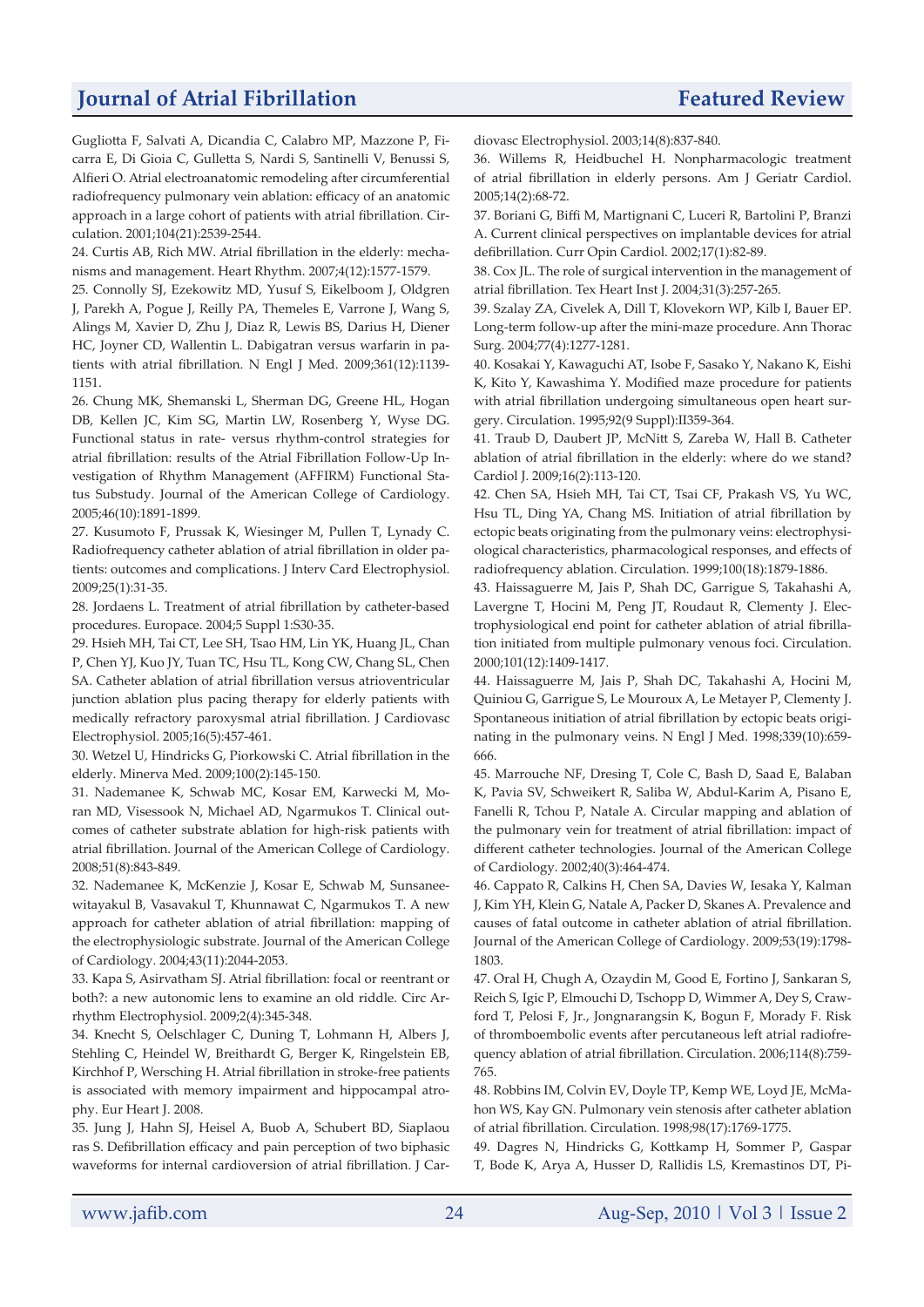Gugliotta F, Salvati A, Dicandia C, Calabro MP, Mazzone P, Ficarra E, Di Gioia C, Gulletta S, Nardi S, Santinelli V, Benussi S, Alfieri O. Atrial electroanatomic remodeling after circumferential radiofrequency pulmonary vein ablation: efficacy of an anatomic approach in a large cohort of patients with atrial fibrillation. Circulation. 2001;104(21):2539-2544.

24. Curtis AB, Rich MW. Atrial fibrillation in the elderly: mechanisms and management. Heart Rhythm. 2007;4(12):1577-1579.

25. Connolly SJ, Ezekowitz MD, Yusuf S, Eikelboom J, Oldgren J, Parekh A, Pogue J, Reilly PA, Themeles E, Varrone J, Wang S, Alings M, Xavier D, Zhu J, Diaz R, Lewis BS, Darius H, Diener HC, Joyner CD, Wallentin L. Dabigatran versus warfarin in patients with atrial fibrillation. N Engl J Med. 2009;361(12):1139-1151.

26. Chung MK, Shemanski L, Sherman DG, Greene HL, Hogan DB, Kellen JC, Kim SG, Martin LW, Rosenberg Y, Wyse DG. Functional status in rate- versus rhythm-control strategies for atrial fibrillation: results of the Atrial Fibrillation Follow-Up Investigation of Rhythm Management (AFFIRM) Functional Status Substudy. Journal of the American College of Cardiology. 2005;46(10):1891-1899.

27. Kusumoto F, Prussak K, Wiesinger M, Pullen T, Lynady C. Radiofrequency catheter ablation of atrial fibrillation in older patients: outcomes and complications. J Interv Card Electrophysiol. 2009;25(1):31-35.

28. Jordaens L. Treatment of atrial fibrillation by catheter-based procedures. Europace. 2004;5 Suppl 1:S30-35.

29. Hsieh MH, Tai CT, Lee SH, Tsao HM, Lin YK, Huang JL, Chan P, Chen YJ, Kuo JY, Tuan TC, Hsu TL, Kong CW, Chang SL, Chen SA. Catheter ablation of atrial fibrillation versus atrioventricular junction ablation plus pacing therapy for elderly patients with medically refractory paroxysmal atrial fibrillation. J Cardiovasc Electrophysiol. 2005;16(5):457-461.

30. Wetzel U, Hindricks G, Piorkowski C. Atrial fibrillation in the elderly. Minerva Med. 2009;100(2):145-150.

31. Nademanee K, Schwab MC, Kosar EM, Karwecki M, Moran MD, Visessook N, Michael AD, Ngarmukos T. Clinical outcomes of catheter substrate ablation for high-risk patients with atrial fibrillation. Journal of the American College of Cardiology. 2008;51(8):843-849.

32. Nademanee K, McKenzie J, Kosar E, Schwab M, Sunsaneewitayakul B, Vasavakul T, Khunnawat C, Ngarmukos T. A new approach for catheter ablation of atrial fibrillation: mapping of the electrophysiologic substrate. Journal of the American College of Cardiology. 2004;43(11):2044-2053.

33. Kapa S, Asirvatham SJ. Atrial fibrillation: focal or reentrant or both?: a new autonomic lens to examine an old riddle. Circ Arrhythm Electrophysiol. 2009;2(4):345-348.

34. Knecht S, Oelschlager C, Duning T, Lohmann H, Albers J, Stehling C, Heindel W, Breithardt G, Berger K, Ringelstein EB, Kirchhof P, Wersching H. Atrial fibrillation in stroke-free patients is associated with memory impairment and hippocampal atrophy. Eur Heart J. 2008.

35. Jung J, Hahn SJ, Heisel A, Buob A, Schubert BD, Siaplaouras S. Defibrillation efficacy and pain perception of two biphasic waveforms for internal cardioversion of atrial fibrillation. J Cardiovasc Electrophysiol. 2003;14(8):837-840.

36. Willems R, Heidbuchel H. Nonpharmacologic treatment of atrial fibrillation in elderly persons. Am J Geriatr Cardiol. 2005;14(2):68-72.

37. Boriani G, Biffi M, Martignani C, Luceri R, Bartolini P, Branzi A. Current clinical perspectives on implantable devices for atrial defibrillation. Curr Opin Cardiol. 2002;17(1):82-89.

38. Cox JL. The role of surgical intervention in the management of atrial fibrillation. Tex Heart Inst J. 2004;31(3):257-265.

39. Szalay ZA, Civelek A, Dill T, Klovekorn WP, Kilb I, Bauer EP. Long-term follow-up after the mini-maze procedure. Ann Thorac Surg. 2004;77(4):1277-1281.

40. Kosakai Y, Kawaguchi AT, Isobe F, Sasako Y, Nakano K, Eishi K, Kito Y, Kawashima Y. Modified maze procedure for patients with atrial fibrillation undergoing simultaneous open heart surgery. Circulation. 1995;92(9 Suppl):II359-364.

41. Traub D, Daubert JP, McNitt S, Zareba W, Hall B. Catheter ablation of atrial fibrillation in the elderly: where do we stand? Cardiol J. 2009;16(2):113-120.

42. Chen SA, Hsieh MH, Tai CT, Tsai CF, Prakash VS, Yu WC, Hsu TL, Ding YA, Chang MS. Initiation of atrial fibrillation by ectopic beats originating from the pulmonary veins: electrophysiological characteristics, pharmacological responses, and effects of radiofrequency ablation. Circulation. 1999;100(18):1879-1886.

43. Haissaguerre M, Jais P, Shah DC, Garrigue S, Takahashi A, Lavergne T, Hocini M, Peng JT, Roudaut R, Clementy J. Electrophysiological end point for catheter ablation of atrial fibrillation initiated from multiple pulmonary venous foci. Circulation. 2000;101(12):1409-1417.

44. Haissaguerre M, Jais P, Shah DC, Takahashi A, Hocini M, Quiniou G, Garrigue S, Le Mouroux A, Le Metayer P, Clementy J. Spontaneous initiation of atrial fibrillation by ectopic beats originating in the pulmonary veins. N Engl J Med. 1998;339(10):659-666.

45. Marrouche NF, Dresing T, Cole C, Bash D, Saad E, Balaban K, Pavia SV, Schweikert R, Saliba W, Abdul-Karim A, Pisano E, Fanelli R, Tchou P, Natale A. Circular mapping and ablation of the pulmonary vein for treatment of atrial fibrillation: impact of different catheter technologies. Journal of the American College of Cardiology. 2002;40(3):464-474.

46. Cappato R, Calkins H, Chen SA, Davies W, Iesaka Y, Kalman J, Kim YH, Klein G, Natale A, Packer D, Skanes A. Prevalence and causes of fatal outcome in catheter ablation of atrial fibrillation. Journal of the American College of Cardiology. 2009;53(19):1798-1803.

47. Oral H, Chugh A, Ozaydin M, Good E, Fortino J, Sankaran S, Reich S, Igic P, Elmouchi D, Tschopp D, Wimmer A, Dey S, Crawford T, Pelosi F, Jr., Jongnarangsin K, Bogun F, Morady F. Risk of thromboembolic events after percutaneous left atrial radiofrequency ablation of atrial fibrillation. Circulation. 2006;114(8):759-765.

48. Robbins IM, Colvin EV, Doyle TP, Kemp WE, Loyd JE, McMahon WS, Kay GN. Pulmonary vein stenosis after catheter ablation of atrial fibrillation. Circulation. 1998;98(17):1769-1775.

49. Dagres N, Hindricks G, Kottkamp H, Sommer P, Gaspar T, Bode K, Arya A, Husser D, Rallidis LS, Kremastinos DT, Pi-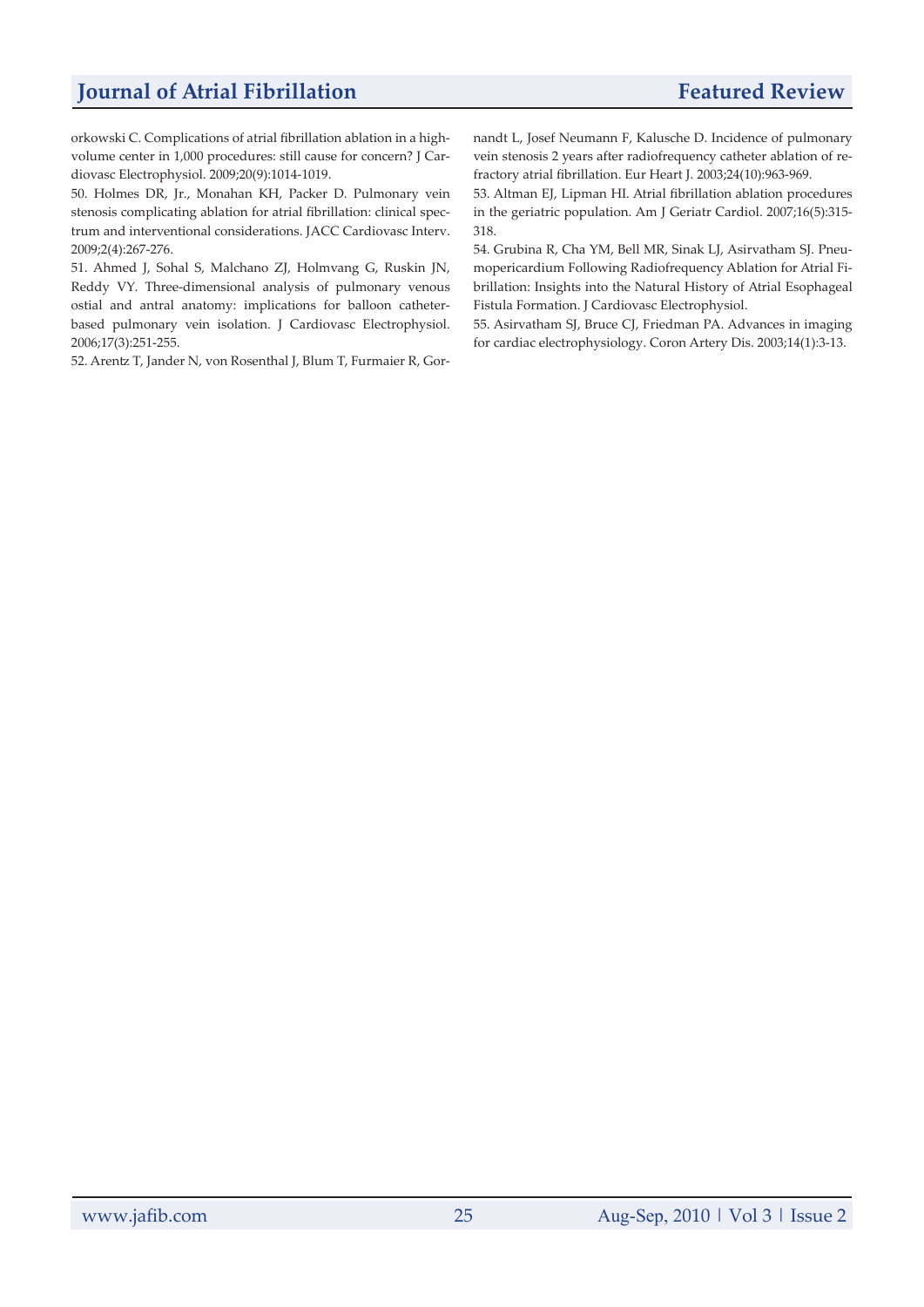orkowski C. Complications of atrial fibrillation ablation in a high-volume center in 1,000 procedures: still cause for concern? J Cardiovasc Electrophysiol. 2009;20(9):1014-1019.

50. Holmes DR, Jr., Monahan KH, Packer D. Pulmonary vein stenosis complicating ablation for atrial fibrillation: clinical spectrum and interventional considerations. JACC Cardiovasc Interv. 2009;2(4):267-276.

51. Ahmed J, Sohal S, Malchano ZJ, Holmvang G, Ruskin JN, Reddy VY. Three-dimensional analysis of pulmonary venous ostial and antral anatomy: implications for balloon catheter-based pulmonary vein isolation. J Cardiovasc Electrophysiol. 2006;17(3):251-255.

52. Arentz T, Jander N, von Rosenthal J, Blum T, Furmaier R, Gornandt L, Josef Neumann F, Kalusche D. Incidence of pulmonary vein stenosis 2 years after radiofrequency catheter ablation of refractory atrial fibrillation. Eur Heart J. 2003;24(10):963-969.

53. Altman EJ, Lipman HI. Atrial fibrillation ablation procedures in the geriatric population. Am J Geriatr Cardiol. 2007;16(5):315-318.

54. Grubina R, Cha YM, Bell MR, Sinak LJ, Asirvatham SJ. Pneumopericardium Following Radiofrequency Ablation for Atrial Fibrillation: Insights into the Natural History of Atrial Esophageal Fistula Formation. J Cardiovasc Electrophysiol.

55. Asirvatham SJ, Bruce CJ, Friedman PA. Advances in imaging for cardiac electrophysiology. Coron Artery Dis. 2003;14(1):3-13.